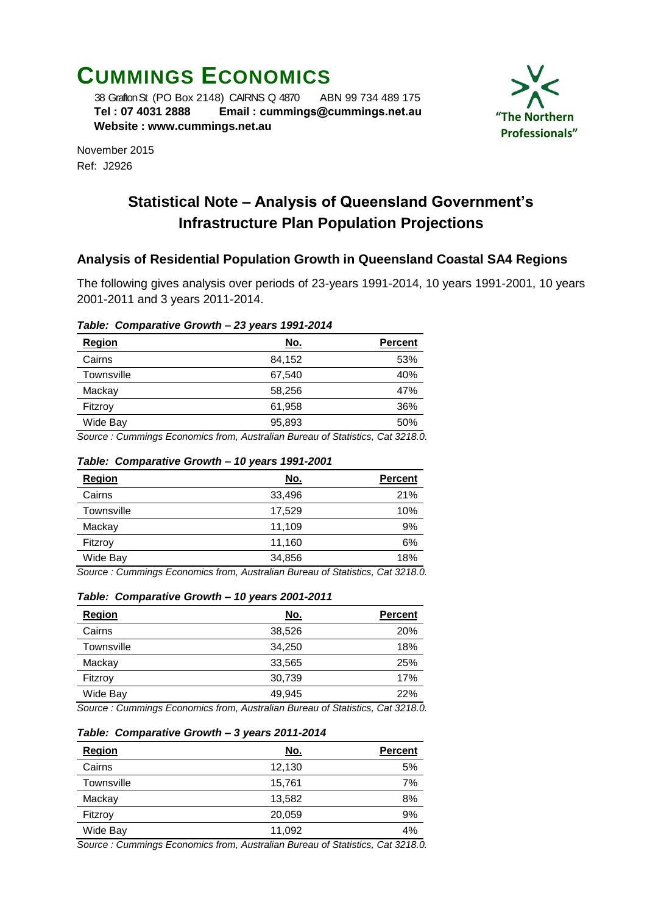# CUMMINGS ECONOMICS

38 Grafton St (PO Box 2148) CAIRNS Q 4870 ABN 99 734 489 175
**Tel : 07 4031 2888 Email : cummings@cummings.net.au**
**Website : www.cummings.net.au**

**"The Northern Professionals"**

November 2015
Ref: J2926

## Statistical Note – Analysis of Queensland Government's Infrastructure Plan Population Projections

### Analysis of Residential Population Growth in Queensland Coastal SA4 Regions

The following gives analysis over periods of 23-years 1991-2014, 10 years 1991-2001, 10 years 2001-2011 and 3 years 2011-2014.

***Table: Comparative Growth – 23 years 1991-2014***

| Region | No. | Percent |
|---|---:|---:|
| Cairns | 84,152 | 53% |
| Townsville | 67,540 | 40% |
| Mackay | 58,256 | 47% |
| Fitzroy | 61,958 | 36% |
| Wide Bay | 95,893 | 50% |

*Source : Cummings Economics from, Australian Bureau of Statistics, Cat 3218.0.*

***Table: Comparative Growth – 10 years 1991-2001***

| Region | No. | Percent |
|---|---:|---:|
| Cairns | 33,496 | 21% |
| Townsville | 17,529 | 10% |
| Mackay | 11,109 | 9% |
| Fitzroy | 11,160 | 6% |
| Wide Bay | 34,856 | 18% |

*Source : Cummings Economics from, Australian Bureau of Statistics, Cat 3218.0.*

***Table: Comparative Growth – 10 years 2001-2011***

| Region | No. | Percent |
|---|---:|---:|
| Cairns | 38,526 | 20% |
| Townsville | 34,250 | 18% |
| Mackay | 33,565 | 25% |
| Fitzroy | 30,739 | 17% |
| Wide Bay | 49,945 | 22% |

*Source : Cummings Economics from, Australian Bureau of Statistics, Cat 3218.0.*

***Table: Comparative Growth – 3 years 2011-2014***

| Region | No. | Percent |
|---|---:|---:|
| Cairns | 12,130 | 5% |
| Townsville | 15,761 | 7% |
| Mackay | 13,582 | 8% |
| Fitzroy | 20,059 | 9% |
| Wide Bay | 11,092 | 4% |

*Source : Cummings Economics from, Australian Bureau of Statistics, Cat 3218.0.*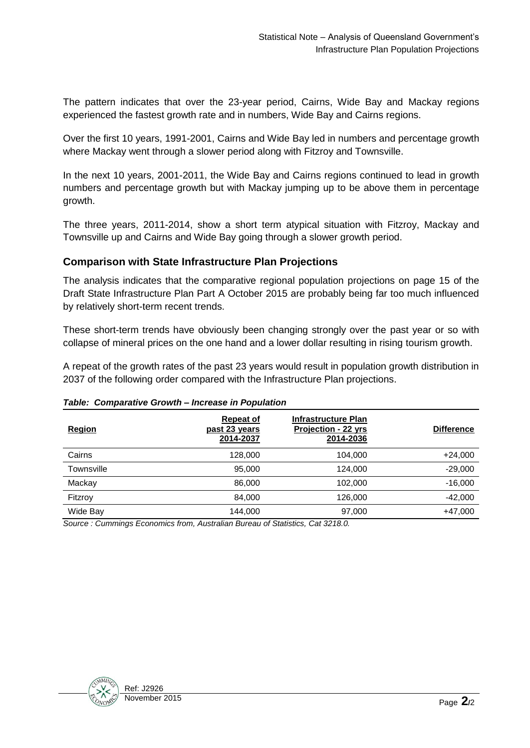The pattern indicates that over the 23-year period, Cairns, Wide Bay and Mackay regions experienced the fastest growth rate and in numbers, Wide Bay and Cairns regions.

Over the first 10 years, 1991-2001, Cairns and Wide Bay led in numbers and percentage growth where Mackay went through a slower period along with Fitzroy and Townsville.

In the next 10 years, 2001-2011, the Wide Bay and Cairns regions continued to lead in growth numbers and percentage growth but with Mackay jumping up to be above them in percentage growth.

The three years, 2011-2014, show a short term atypical situation with Fitzroy, Mackay and Townsville up and Cairns and Wide Bay going through a slower growth period.

## Comparison with State Infrastructure Plan Projections

The analysis indicates that the comparative regional population projections on page 15 of the Draft State Infrastructure Plan Part A October 2015 are probably being far too much influenced by relatively short-term recent trends.

These short-term trends have obviously been changing strongly over the past year or so with collapse of mineral prices on the one hand and a lower dollar resulting in rising tourism growth.

A repeat of the growth rates of the past 23 years would result in population growth distribution in 2037 of the following order compared with the Infrastructure Plan projections.

***Table: Comparative Growth – Increase in Population***

| Region | Repeat of past 23 years 2014-2037 | Infrastructure Plan Projection - 22 yrs 2014-2036 | Difference |
|---|---|---|---|
| Cairns | 128,000 | 104,000 | +24,000 |
| Townsville | 95,000 | 124,000 | -29,000 |
| Mackay | 86,000 | 102,000 | -16,000 |
| Fitzroy | 84,000 | 126,000 | -42,000 |
| Wide Bay | 144,000 | 97,000 | +47,000 |

*Source : Cummings Economics from, Australian Bureau of Statistics, Cat 3218.0.*